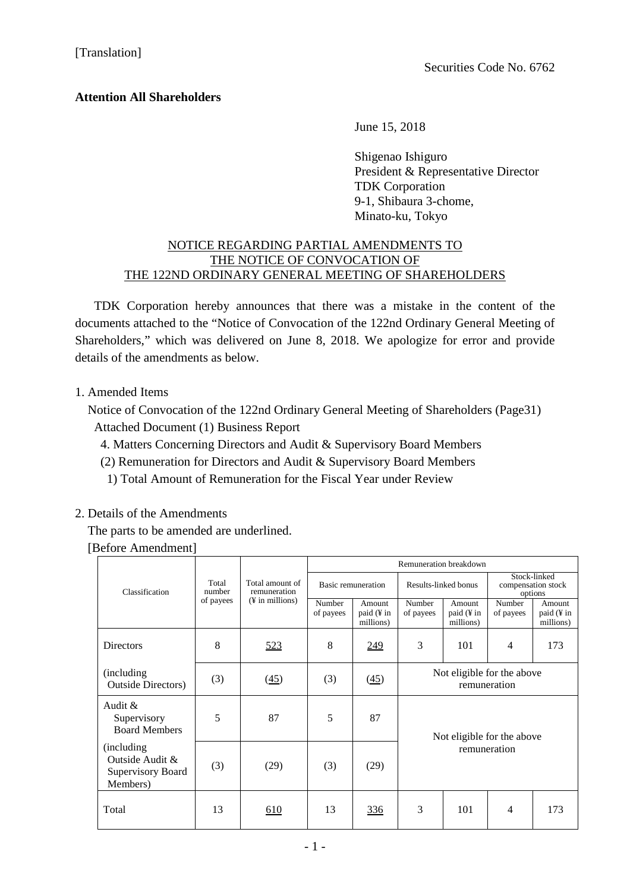[Translation]

Securities Code No. 6762

**Attention All Shareholders**

June 15, 2018

Shigenao Ishiguro
President & Representative Director
TDK Corporation
9-1, Shibaura 3-chome,
Minato-ku, Tokyo

## NOTICE REGARDING PARTIAL AMENDMENTS TO THE NOTICE OF CONVOCATION OF THE 122ND ORDINARY GENERAL MEETING OF SHAREHOLDERS

TDK Corporation hereby announces that there was a mistake in the content of the documents attached to the "Notice of Convocation of the 122nd Ordinary General Meeting of Shareholders," which was delivered on June 8, 2018. We apologize for error and provide details of the amendments as below.

1. Amended Items

Notice of Convocation of the 122nd Ordinary General Meeting of Shareholders (Page31)
Attached Document (1) Business Report
4. Matters Concerning Directors and Audit & Supervisory Board Members
(2) Remuneration for Directors and Audit & Supervisory Board Members
1) Total Amount of Remuneration for the Fiscal Year under Review

2. Details of the Amendments

The parts to be amended are underlined.

[Before Amendment]

| Classification | Total number of payees | Total amount of remuneration (¥ in millions) | Remuneration breakdown | | | | | |
|---|---|---|---|---|---|---|---|---|
| | | | Basic remuneration | | Results-linked bonus | | Stock-linked compensation stock options | |
| | | | Number of payees | Amount paid (¥ in millions) | Number of payees | Amount paid (¥ in millions) | Number of payees | Amount paid (¥ in millions) |
| Directors | 8 | <u>523</u> | 8 | <u>249</u> | 3 | 101 | 4 | 173 |
| (including Outside Directors) | (3) | (<u>45</u>) | (3) | (<u>45</u>) | Not eligible for the above remuneration | | | |
| Audit & Supervisory Board Members | 5 | 87 | 5 | 87 | Not eligible for the above remuneration | | | |
| (including Outside Audit & Supervisory Board Members) | (3) | (29) | (3) | (29) | | | | |
| Total | 13 | <u>610</u> | 13 | <u>336</u> | 3 | 101 | 4 | 173 |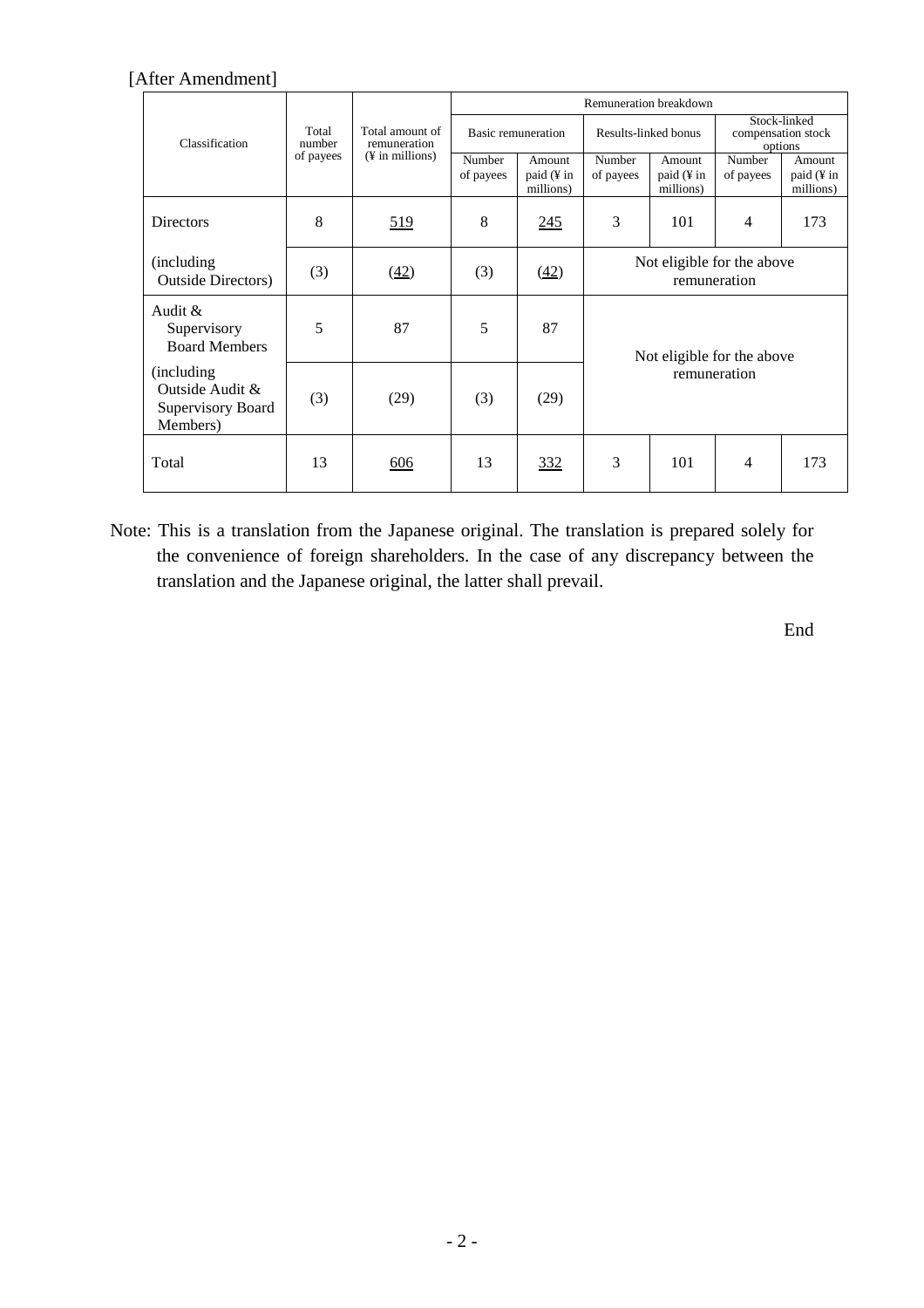[After Amendment]

| Classification | Total number of payees | Total amount of remuneration (¥ in millions) | Remuneration breakdown | | | | | |
|---|---|---|---|---|---|---|---|---|
| | | | Basic remuneration | | Results-linked bonus | | Stock-linked compensation stock options | |
| | | | Number of payees | Amount paid (¥ in millions) | Number of payees | Amount paid (¥ in millions) | Number of payees | Amount paid (¥ in millions) |
| Directors | 8 | 519 | 8 | 245 | 3 | 101 | 4 | 173 |
| (including Outside Directors) | (3) | (42) | (3) | (42) | Not eligible for the above remuneration | | | |
| Audit & Supervisory Board Members | 5 | 87 | 5 | 87 | Not eligible for the above remuneration | | | |
| (including Outside Audit & Supervisory Board Members) | (3) | (29) | (3) | (29) | | | | |
| Total | 13 | 606 | 13 | 332 | 3 | 101 | 4 | 173 |

Note: This is a translation from the Japanese original. The translation is prepared solely for the convenience of foreign shareholders. In the case of any discrepancy between the translation and the Japanese original, the latter shall prevail.

End